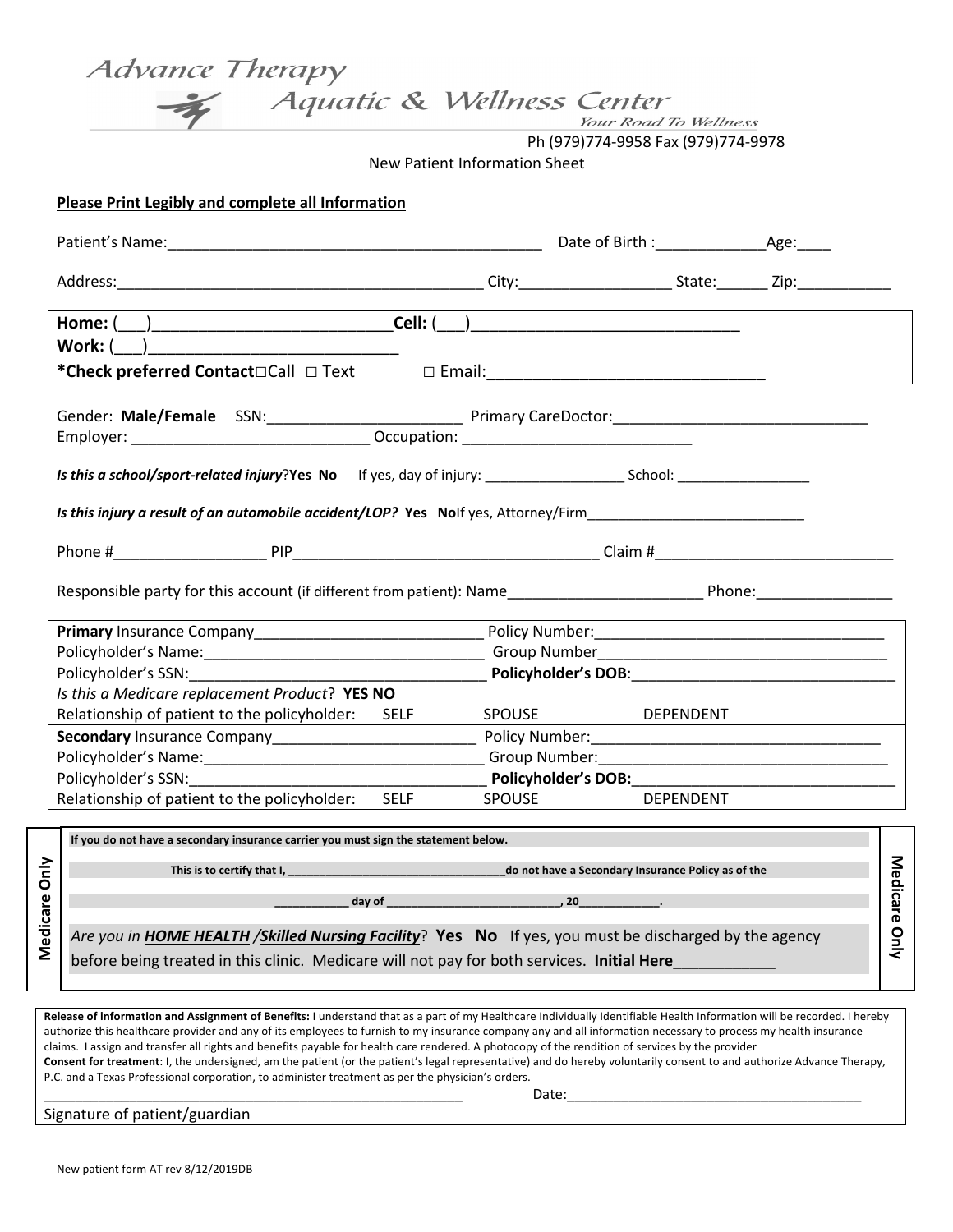# Advance Therapy Aquatic & Wellness Center

*Your Road To Wellness*

Ph (979)774-9958 Fax (979)774-9978

New Patient Information Sheet

**Please Print Legibly and complete all Information**

Patient's Name:____________________________________________ Date of Birth :_____________Age:____

Address:____________________________________________ City:_________________ State:______ Zip:___________

**Home:** (___)___________________________**Cell:** (___)______________________________
**Work:** (___)____________________________
**\*Check preferred Contact**□Call □ Text □ Email:______________________________

Gender: **Male/Female** SSN:_______________________ Primary CareDoctor:_____________________________
Employer: _____________________________ Occupation: ___________________________

***Is this a school/sport-related injury***?**Yes No** If yes, day of injury: _________________ School: ________________

***Is this injury a result of an automobile accident/LOP?* Yes No**If yes, Attorney/Firm___________________________

Phone #_________________ PIP____________________________________ Claim #___________________________

Responsible party for this account (if different from patient): Name_______________________ Phone:________________

**Primary** Insurance Company___________________________ Policy Number:__________________________________
Policyholder's Name:_________________________________ Group Number__________________________________
Policyholder's SSN:___________________________________ **Policyholder's DOB**:______________________________
*Is this a Medicare replacement Product*? **YES NO**
Relationship of patient to the policyholder: SELF SPOUSE DEPENDENT

**Secondary** Insurance Company________________________ Policy Number:__________________________________
Policyholder's Name:_________________________________ Group Number:__________________________________
Policyholder's SSN:___________________________________ **Policyholder's DOB:**______________________________
Relationship of patient to the policyholder: SELF SPOUSE DEPENDENT

**Medicare Only**

**If you do not have a secondary insurance carrier you must sign the statement below.**

**This is to certify that I, _________________________________do not have a Secondary Insurance Policy as of the**

**___________ day of __________________________, 20____________.**

*Are you in **HOME HEALTH** /**Skilled Nursing Facility***? **Yes No** If yes, you must be discharged by the agency before being treated in this clinic. Medicare will not pay for both services. **Initial Here**___________

**Release of information and Assignment of Benefits:** I understand that as a part of my Healthcare Individually Identifiable Health Information will be recorded. I hereby authorize this healthcare provider and any of its employees to furnish to my insurance company any and all information necessary to process my health insurance claims. I assign and transfer all rights and benefits payable for health care rendered. A photocopy of the rendition of services by the provider

**Consent for treatment**: I, the undersigned, am the patient (or the patient's legal representative) and do hereby voluntarily consent to and authorize Advance Therapy, P.C. and a Texas Professional corporation, to administer treatment as per the physician's orders.

_______________________________________________________ Date:______________________________________

Signature of patient/guardian

New patient form AT rev 8/12/2019DB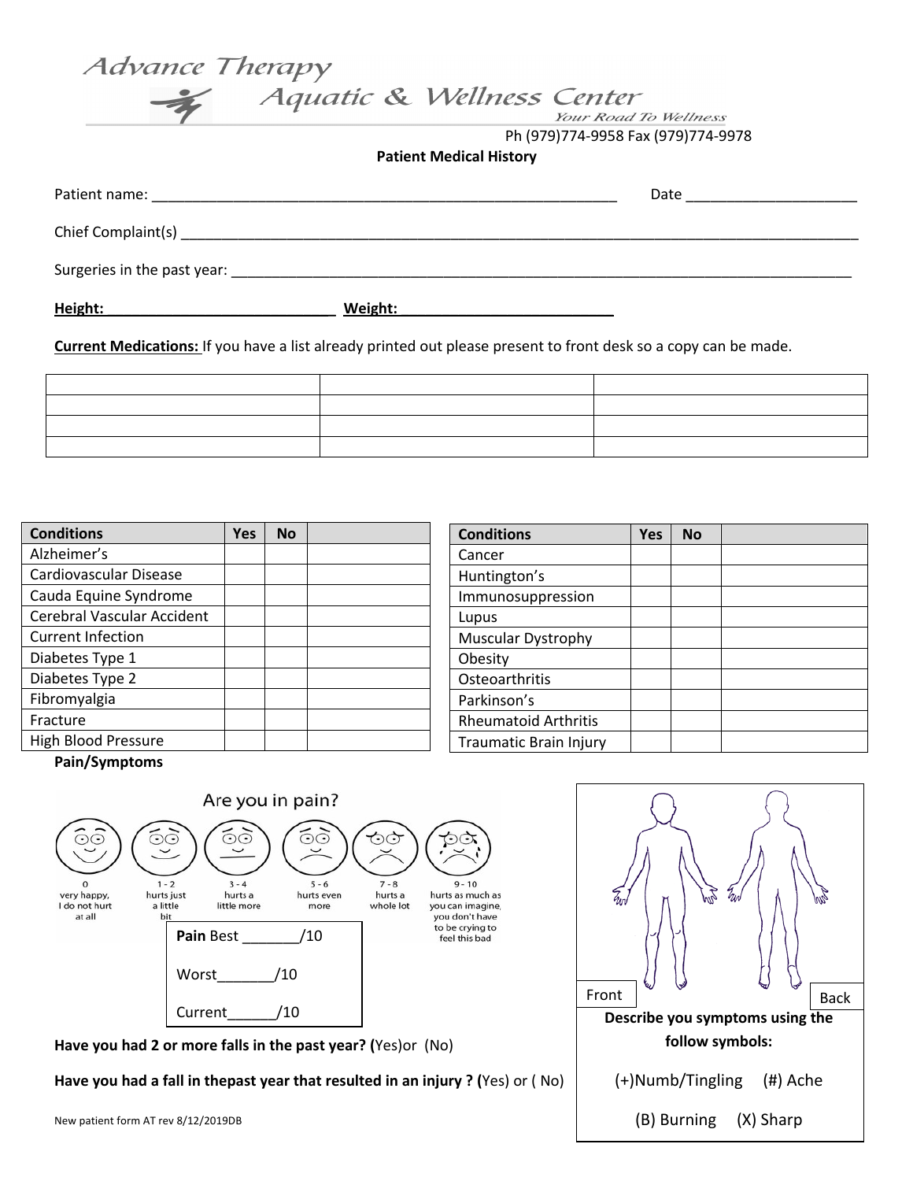Advance Therapy
Aquatic & Wellness Center
*Your Road To Wellness*

Ph (979)774-9958 Fax (979)774-9978

**Patient Medical History**

Patient name: ___________________________________________________________ Date _____________________

Chief Complaint(s) _____________________________________________________________________________________

Surgeries in the past year: ______________________________________________________________________________

**Height:______________________________ Weight:___________________________**

**Current Medications:** If you have a list already printed out please present to front desk so a copy can be made.

| | | |
|---|---|---|
| | | |
| | | |
| | | |
| | | |

| Conditions | Yes | No | |
|---|---|---|---|
| Alzheimer's | | | |
| Cardiovascular Disease | | | |
| Cauda Equine Syndrome | | | |
| Cerebral Vascular Accident | | | |
| Current Infection | | | |
| Diabetes Type 1 | | | |
| Diabetes Type 2 | | | |
| Fibromyalgia | | | |
| Fracture | | | |
| High Blood Pressure | | | |

| Conditions | Yes | No | |
|---|---|---|---|
| Cancer | | | |
| Huntington's | | | |
| Immunosuppression | | | |
| Lupus | | | |
| Muscular Dystrophy | | | |
| Obesity | | | |
| Osteoarthritis | | | |
| Parkinson's | | | |
| Rheumatoid Arthritis | | | |
| Traumatic Brain Injury | | | |

**Pain/Symptoms**

Are you in pain?

- 0 very happy, I do not hurt at all
- 1 - 2 hurts just a little bit
- 3 - 4 hurts a little more
- 5 - 6 hurts even more
- 7 - 8 hurts a whole lot
- 9 - 10 hurts as much as you can imagine, you don't have to be crying to feel this bad

**Pain** Best _______/10

Worst_______/10

Current______/10

Front     Back

**Describe you symptoms using the follow symbols:**

(+)Numb/Tingling (#) Ache

(B) Burning (X) Sharp

**Have you had 2 or more falls in the past year? (**Yes)or (No)

**Have you had a fall in thepast year that resulted in an injury ? (**Yes) or ( No)

New patient form AT rev 8/12/2019DB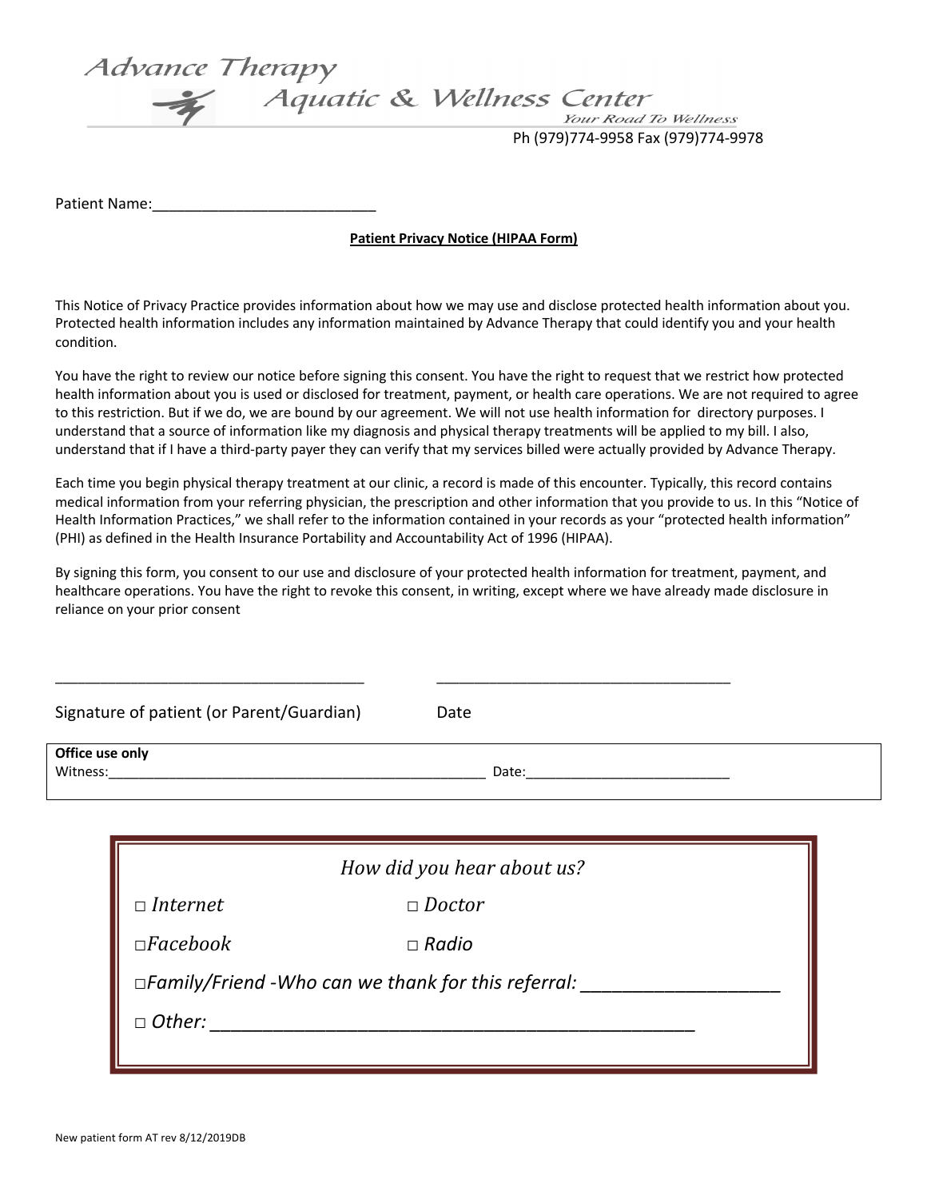Advance Therapy
Aquatic & Wellness Center
*Your Road To Wellness*

Ph (979)774-9958 Fax (979)774-9978

Patient Name:___________________________

**Patient Privacy Notice (HIPAA Form)**

This Notice of Privacy Practice provides information about how we may use and disclose protected health information about you. Protected health information includes any information maintained by Advance Therapy that could identify you and your health condition.

You have the right to review our notice before signing this consent. You have the right to request that we restrict how protected health information about you is used or disclosed for treatment, payment, or health care operations. We are not required to agree to this restriction. But if we do, we are bound by our agreement. We will not use health information for directory purposes. I understand that a source of information like my diagnosis and physical therapy treatments will be applied to my bill. I also, understand that if I have a third-party payer they can verify that my services billed were actually provided by Advance Therapy.

Each time you begin physical therapy treatment at our clinic, a record is made of this encounter. Typically, this record contains medical information from your referring physician, the prescription and other information that you provide to us. In this "Notice of Health Information Practices," we shall refer to the information contained in your records as your "protected health information" (PHI) as defined in the Health Insurance Portability and Accountability Act of 1996 (HIPAA).

By signing this form, you consent to our use and disclosure of your protected health information for treatment, payment, and healthcare operations. You have the right to revoke this consent, in writing, except where we have already made disclosure in reliance on your prior consent

_____________________________________ _____________________________________

Signature of patient (or Parent/Guardian) Date

**Office use only**
Witness:_________________________________________________ Date:__________________________

*How did you hear about us?*

□ *Internet* □ *Doctor*

□*Facebook* □ *Radio*

□*Family/Friend -Who can we thank for this referral:* ____________________

□ *Other:* __________________________________________________

New patient form AT rev 8/12/2019DB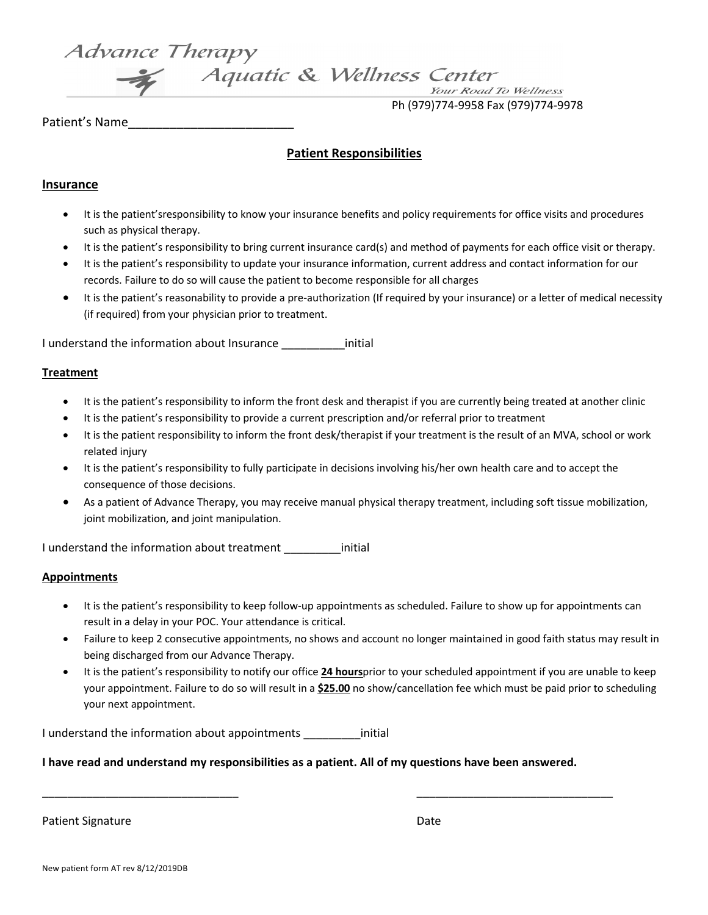Advance Therapy
Aquatic & Wellness Center
*Your Road To Wellness*

Ph (979)774-9958 Fax (979)774-9978

Patient's Name________________________

## Patient Responsibilities

### Insurance

- It is the patient'sresponsibility to know your insurance benefits and policy requirements for office visits and procedures such as physical therapy.
- It is the patient's responsibility to bring current insurance card(s) and method of payments for each office visit or therapy.
- It is the patient's responsibility to update your insurance information, current address and contact information for our records. Failure to do so will cause the patient to become responsible for all charges
- It is the patient's reasonability to provide a pre-authorization (If required by your insurance) or a letter of medical necessity (if required) from your physician prior to treatment.

I understand the information about Insurance __________initial

### Treatment

- It is the patient's responsibility to inform the front desk and therapist if you are currently being treated at another clinic
- It is the patient's responsibility to provide a current prescription and/or referral prior to treatment
- It is the patient responsibility to inform the front desk/therapist if your treatment is the result of an MVA, school or work related injury
- It is the patient's responsibility to fully participate in decisions involving his/her own health care and to accept the consequence of those decisions.
- As a patient of Advance Therapy, you may receive manual physical therapy treatment, including soft tissue mobilization, joint mobilization, and joint manipulation.

I understand the information about treatment _________initial

### Appointments

- It is the patient's responsibility to keep follow-up appointments as scheduled. Failure to show up for appointments can result in a delay in your POC. Your attendance is critical.
- Failure to keep 2 consecutive appointments, no shows and account no longer maintained in good faith status may result in being discharged from our Advance Therapy.
- It is the patient's responsibility to notify our office **24 hours**prior to your scheduled appointment if you are unable to keep your appointment. Failure to do so will result in a **$25.00** no show/cancellation fee which must be paid prior to scheduling your next appointment.

I understand the information about appointments _________initial

**I have read and understand my responsibilities as a patient. All of my questions have been answered.**

_______________________________ _______________________________

Patient Signature Date

New patient form AT rev 8/12/2019DB